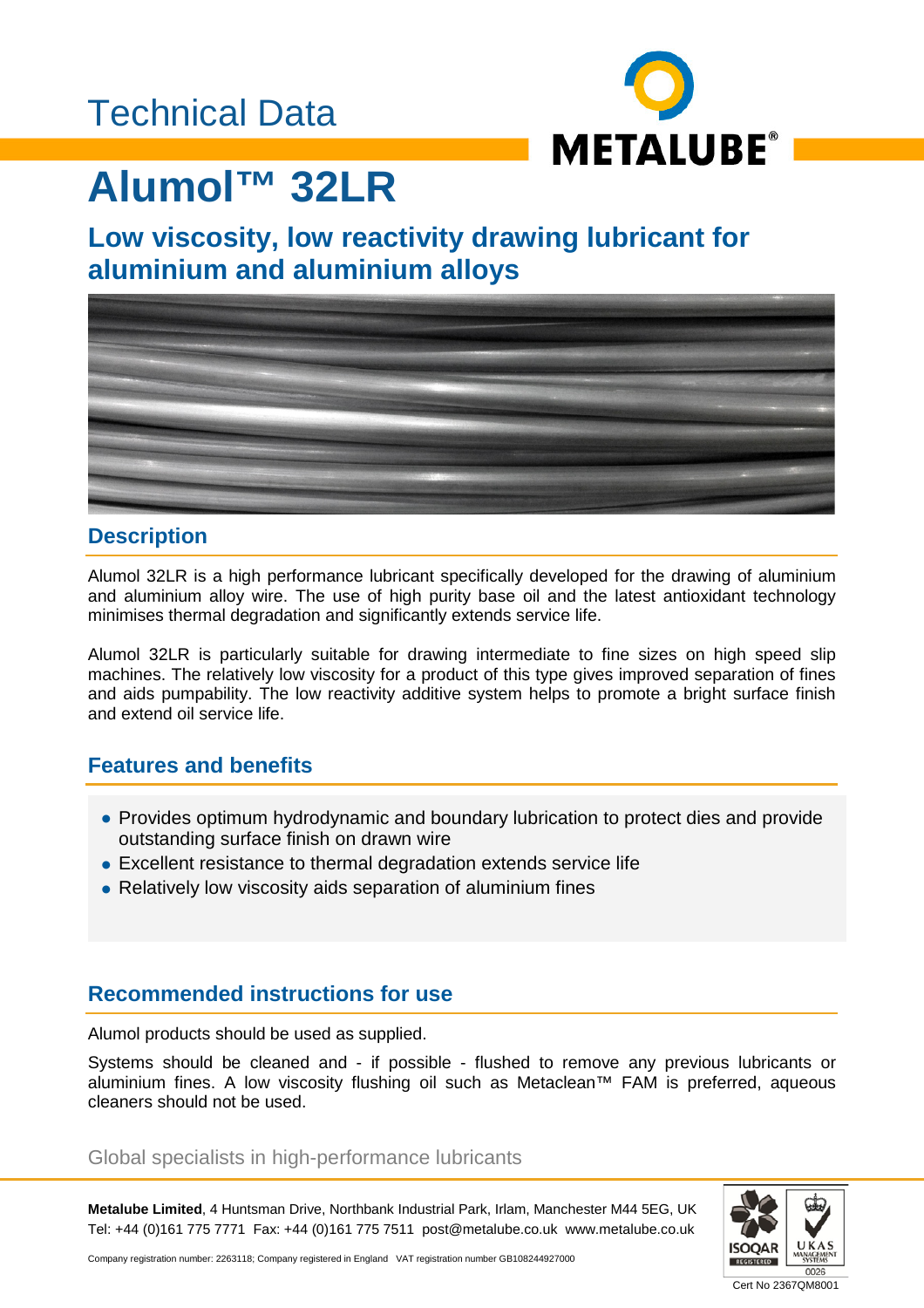Technical Data

# Alumol™ 32LR

## Low viscosity, low reactivity drawing lubricant for aluminium and aluminium alloys

### Description

Alumol 32LR is a high performance lubricant specifically developed for the drawing of aluminium and aluminium alloy wire. The use of high purity base oil and the latest antioxidant technology minimises thermal degradation and significantly extends service life.

Alumol 32LR is particularly suitable for drawing intermediate to fine sizes on high speed slip machines. The relatively low viscosity for a product of this type gives improved separation of fines and aids pumpability. The low reactivity additive system helps to promote a bright surface finish and extend oil service life.

### Features and benefits

- Provides optimum hydrodynamic and boundary lubrication to protect dies and provide outstanding surface finish on drawn wire
- Excellent resistance to thermal degradation extends service life
- Relatively low viscosity aids separation of aluminium fines

### Recommended instructions for use

Alumol products should be used as supplied.

Systems should be cleaned and - if possible - flushed to remove any previous lubricants or aluminium fines. A low viscosity flushing oil such as Metaclean™ FAM is preferred, aqueous cleaners should not be used.

Global specialists in high-performance lubricants

**Metalube Limited**, 4 Huntsman Drive, Northbank Industrial Park, Irlam, Manchester M44 5EG, UK
Tel: +44 (0)161 775 7771 Fax: +44 (0)161 775 7511 post@metalube.co.uk www.metalube.co.uk

Company registration number: 2263118; Company registered in England VAT registration number GB108244927000

Cert No 2367QM8001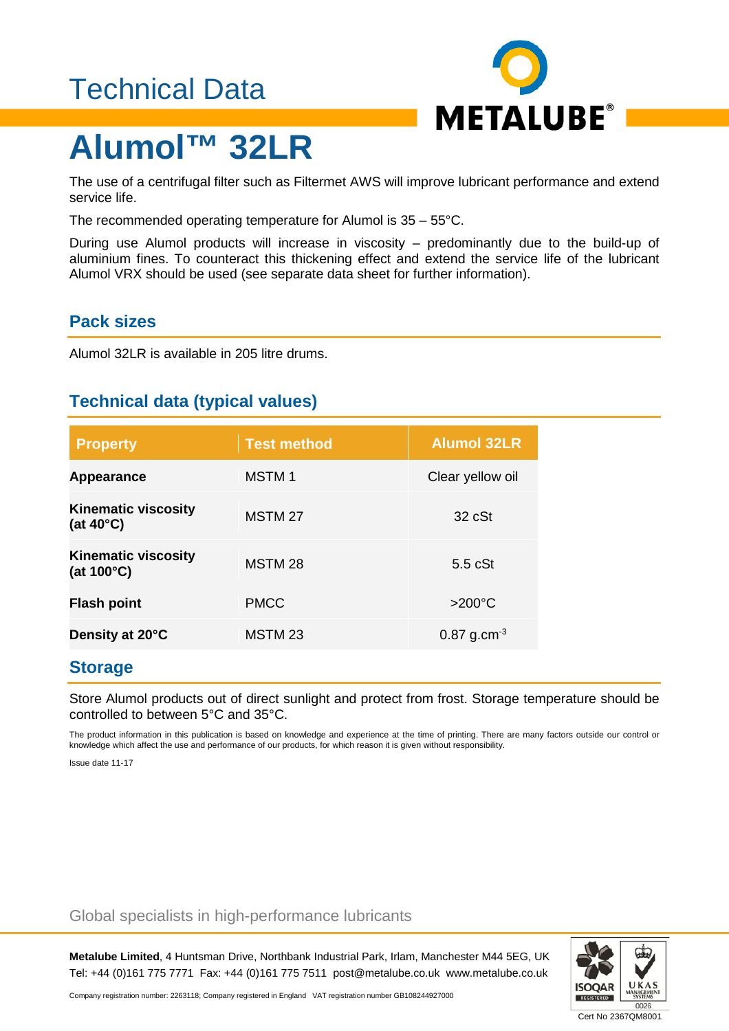# Technical Data

# Alumol™ 32LR

The use of a centrifugal filter such as Filtermet AWS will improve lubricant performance and extend service life.

The recommended operating temperature for Alumol is 35 – 55°C.

During use Alumol products will increase in viscosity – predominantly due to the build-up of aluminium fines. To counteract this thickening effect and extend the service life of the lubricant Alumol VRX should be used (see separate data sheet for further information).

## Pack sizes

Alumol 32LR is available in 205 litre drums.

## Technical data (typical values)

| Property | Test method | Alumol 32LR |
|---|---|---|
| **Appearance** | MSTM 1 | Clear yellow oil |
| **Kinematic viscosity (at 40°C)** | MSTM 27 | 32 cSt |
| **Kinematic viscosity (at 100°C)** | MSTM 28 | 5.5 cSt |
| **Flash point** | PMCC | >200°C |
| **Density at 20°C** | MSTM 23 | 0.87 $g.cm^{-3}$ |

## Storage

Store Alumol products out of direct sunlight and protect from frost. Storage temperature should be controlled to between 5°C and 35°C.

The product information in this publication is based on knowledge and experience at the time of printing. There are many factors outside our control or knowledge which affect the use and performance of our products, for which reason it is given without responsibility.

Issue date 11-17

Global specialists in high-performance lubricants

**Metalube Limited**, 4 Huntsman Drive, Northbank Industrial Park, Irlam, Manchester M44 5EG, UK
Tel: +44 (0)161 775 7771 Fax: +44 (0)161 775 7511 post@metalube.co.uk www.metalube.co.uk

Company registration number: 2263118; Company registered in England VAT registration number GB108244927000

Cert No 2367QM8001